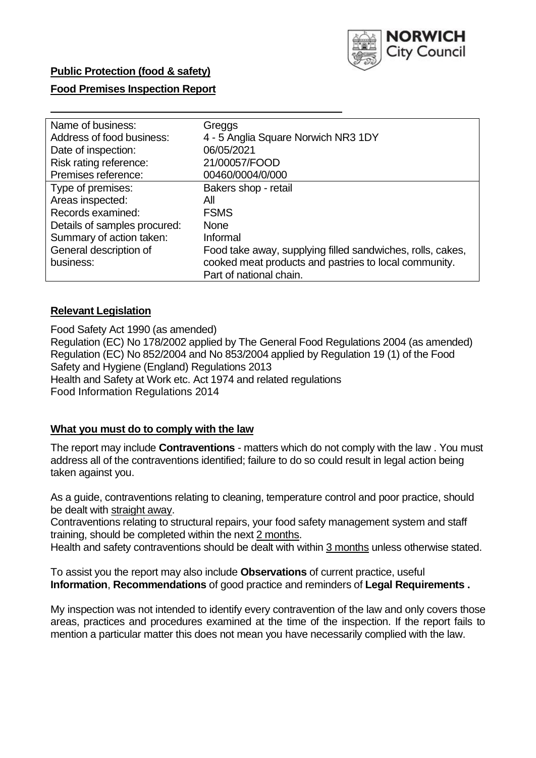**Public Protection (food & safety)**

**Food Premises Inspection Report**

| Name of business: | Greggs |
| --- | --- |
| Address of food business: | 4 - 5 Anglia Square Norwich NR3 1DY |
| Date of inspection: | 06/05/2021 |
| Risk rating reference: | 21/00057/FOOD |
| Premises reference: | 00460/0004/0/000 |
| Type of premises: | Bakers shop - retail |
| Areas inspected: | All |
| Records examined: | FSMS |
| Details of samples procured: | None |
| Summary of action taken: | Informal |
| General description of business: | Food take away, supplying filled sandwiches, rolls, cakes, cooked meat products and pastries to local community. Part of national chain. |

## Relevant Legislation

Food Safety Act 1990 (as amended)
Regulation (EC) No 178/2002 applied by The General Food Regulations 2004 (as amended)
Regulation (EC) No 852/2004 and No 853/2004 applied by Regulation 19 (1) of the Food Safety and Hygiene (England) Regulations 2013
Health and Safety at Work etc. Act 1974 and related regulations
Food Information Regulations 2014

## What you must do to comply with the law

The report may include **Contraventions** - matters which do not comply with the law . You must address all of the contraventions identified; failure to do so could result in legal action being taken against you.

As a guide, contraventions relating to cleaning, temperature control and poor practice, should be dealt with straight away.
Contraventions relating to structural repairs, your food safety management system and staff training, should be completed within the next 2 months.
Health and safety contraventions should be dealt with within 3 months unless otherwise stated.

To assist you the report may also include **Observations** of current practice, useful **Information**, **Recommendations** of good practice and reminders of **Legal Requirements .**

My inspection was not intended to identify every contravention of the law and only covers those areas, practices and procedures examined at the time of the inspection. If the report fails to mention a particular matter this does not mean you have necessarily complied with the law.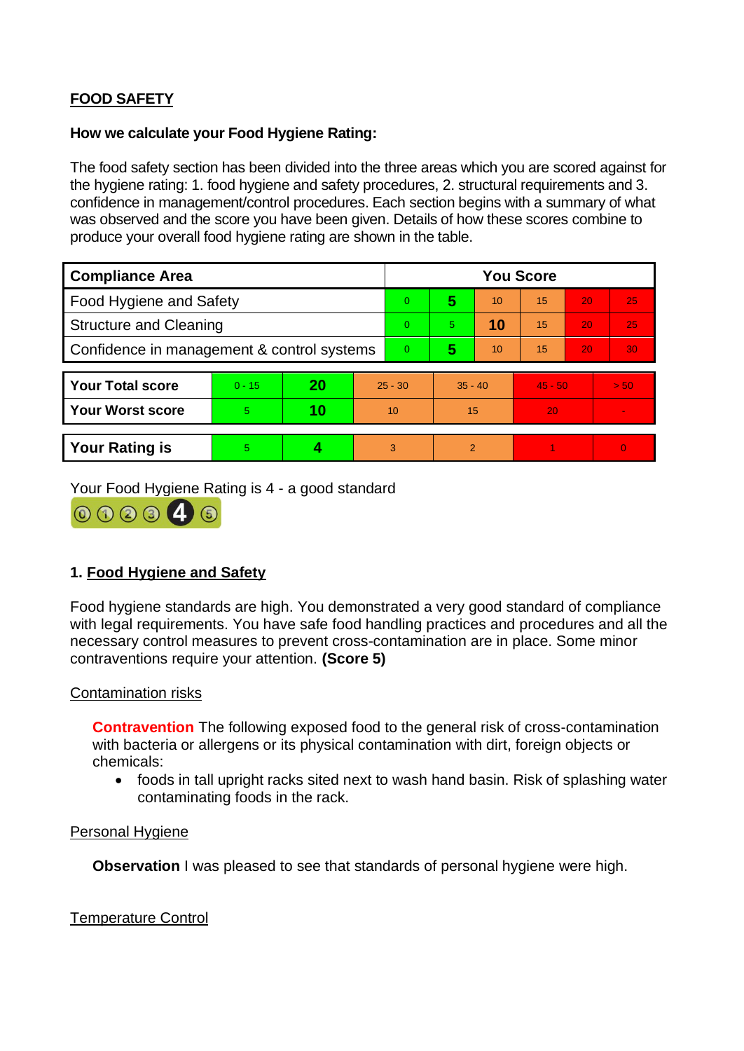## FOOD SAFETY

**How we calculate your Food Hygiene Rating:**

The food safety section has been divided into the three areas which you are scored against for the hygiene rating: 1. food hygiene and safety procedures, 2. structural requirements and 3. confidence in management/control procedures. Each section begins with a summary of what was observed and the score you have been given. Details of how these scores combine to produce your overall food hygiene rating are shown in the table.

| Compliance Area | You Score | | | | | |
|---|---|---|---|---|---|---|
| Food Hygiene and Safety | 0 | **5** | 10 | 15 | 20 | 25 |
| Structure and Cleaning | 0 | 5 | **10** | 15 | 20 | 25 |
| Confidence in management & control systems | 0 | **5** | 10 | 15 | 20 | 30 |

| | | | | | | |
|---|---|---|---|---|---|---|
| **Your Total score** | 0 - 15 | **20** | 25 - 30 | 35 - 40 | 45 - 50 | > 50 |
| **Your Worst score** | 5 | **10** | 10 | 15 | 20 | - |

| | | | | | | |
|---|---|---|---|---|---|---|
| **Your Rating is** | 5 | **4** | 3 | 2 | 1 | 0 |

Your Food Hygiene Rating is 4 - a good standard

## 1. Food Hygiene and Safety

Food hygiene standards are high. You demonstrated a very good standard of compliance with legal requirements. You have safe food handling practices and procedures and all the necessary control measures to prevent cross-contamination are in place. Some minor contraventions require your attention. **(Score 5)**

### Contamination risks

**Contravention** The following exposed food to the general risk of cross-contamination with bacteria or allergens or its physical contamination with dirt, foreign objects or chemicals:

- foods in tall upright racks sited next to wash hand basin. Risk of splashing water contaminating foods in the rack.

### Personal Hygiene

**Observation** I was pleased to see that standards of personal hygiene were high.

### Temperature Control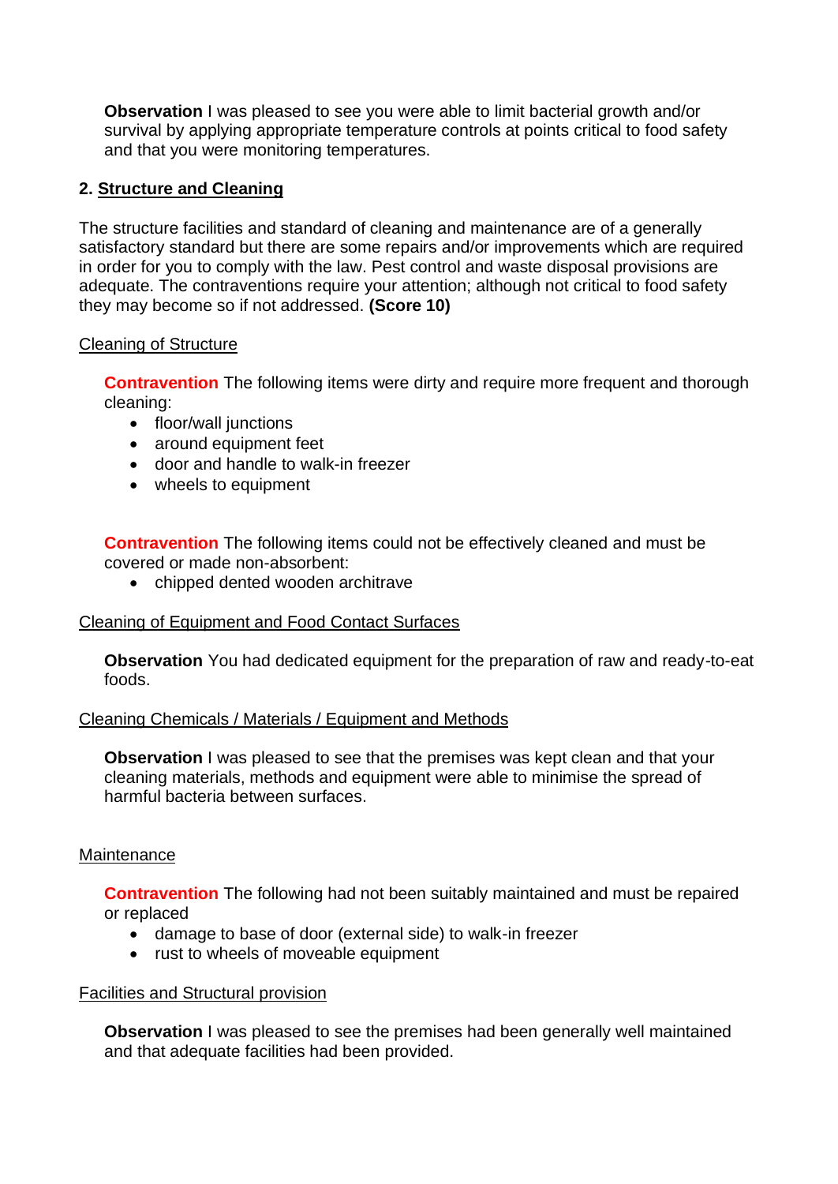**Observation** I was pleased to see you were able to limit bacterial growth and/or survival by applying appropriate temperature controls at points critical to food safety and that you were monitoring temperatures.

## 2. Structure and Cleaning

The structure facilities and standard of cleaning and maintenance are of a generally satisfactory standard but there are some repairs and/or improvements which are required in order for you to comply with the law. Pest control and waste disposal provisions are adequate. The contraventions require your attention; although not critical to food safety they may become so if not addressed. **(Score 10)**

### Cleaning of Structure

**Contravention** The following items were dirty and require more frequent and thorough cleaning:

- floor/wall junctions
- around equipment feet
- door and handle to walk-in freezer
- wheels to equipment

**Contravention** The following items could not be effectively cleaned and must be covered or made non-absorbent:

- chipped dented wooden architrave

### Cleaning of Equipment and Food Contact Surfaces

**Observation** You had dedicated equipment for the preparation of raw and ready-to-eat foods.

### Cleaning Chemicals / Materials / Equipment and Methods

**Observation** I was pleased to see that the premises was kept clean and that your cleaning materials, methods and equipment were able to minimise the spread of harmful bacteria between surfaces.

### Maintenance

**Contravention** The following had not been suitably maintained and must be repaired or replaced

- damage to base of door (external side) to walk-in freezer
- rust to wheels of moveable equipment

### Facilities and Structural provision

**Observation** I was pleased to see the premises had been generally well maintained and that adequate facilities had been provided.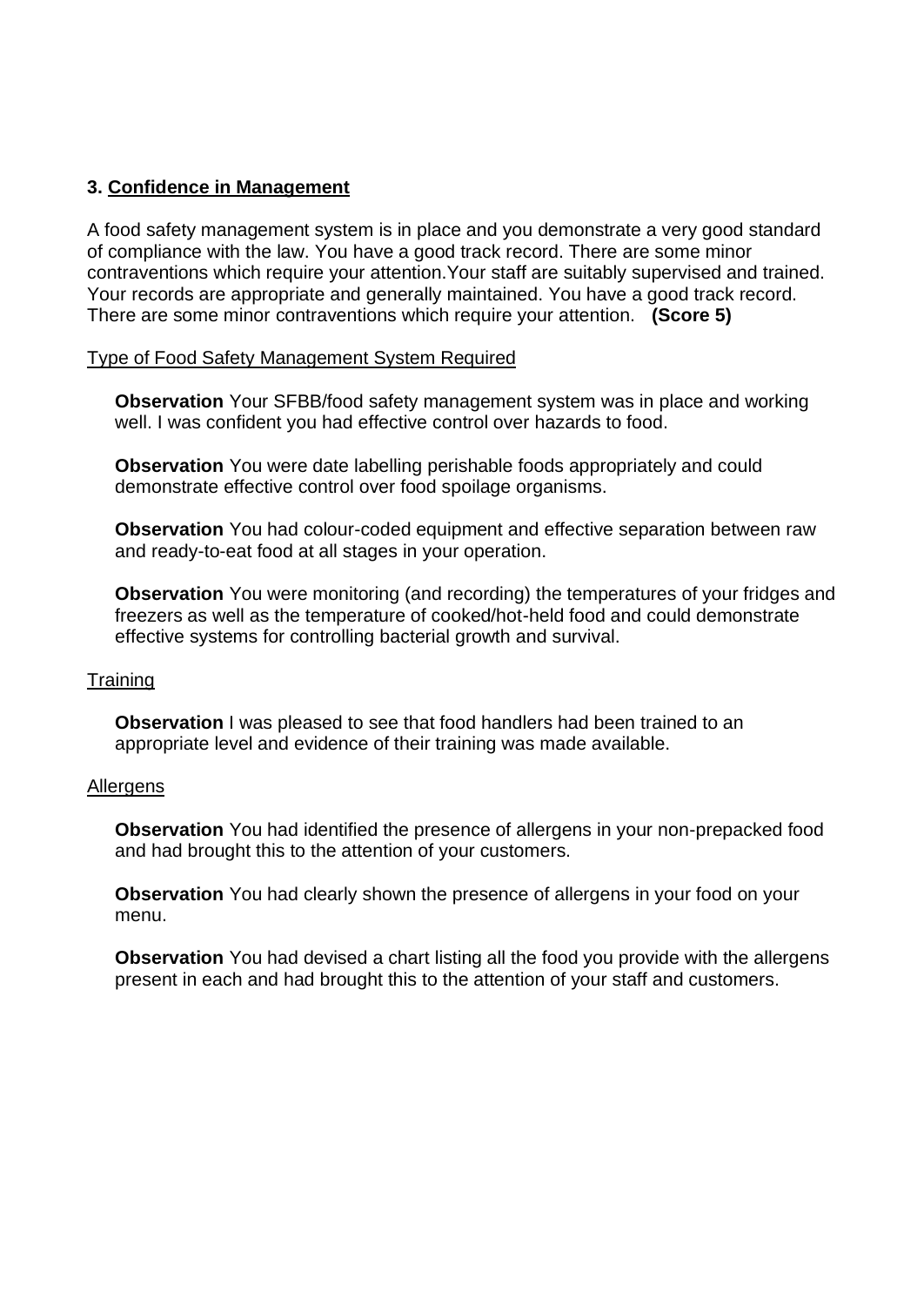### 3. <u>Confidence in Management</u>

A food safety management system is in place and you demonstrate a very good standard of compliance with the law. You have a good track record. There are some minor contraventions which require your attention.Your staff are suitably supervised and trained. Your records are appropriate and generally maintained. You have a good track record. There are some minor contraventions which require your attention. **(Score 5)**

<u>Type of Food Safety Management System Required</u>

**Observation** Your SFBB/food safety management system was in place and working well. I was confident you had effective control over hazards to food.

**Observation** You were date labelling perishable foods appropriately and could demonstrate effective control over food spoilage organisms.

**Observation** You had colour-coded equipment and effective separation between raw and ready-to-eat food at all stages in your operation.

**Observation** You were monitoring (and recording) the temperatures of your fridges and freezers as well as the temperature of cooked/hot-held food and could demonstrate effective systems for controlling bacterial growth and survival.

<u>Training</u>

**Observation** I was pleased to see that food handlers had been trained to an appropriate level and evidence of their training was made available.

<u>Allergens</u>

**Observation** You had identified the presence of allergens in your non-prepacked food and had brought this to the attention of your customers.

**Observation** You had clearly shown the presence of allergens in your food on your menu.

**Observation** You had devised a chart listing all the food you provide with the allergens present in each and had brought this to the attention of your staff and customers.